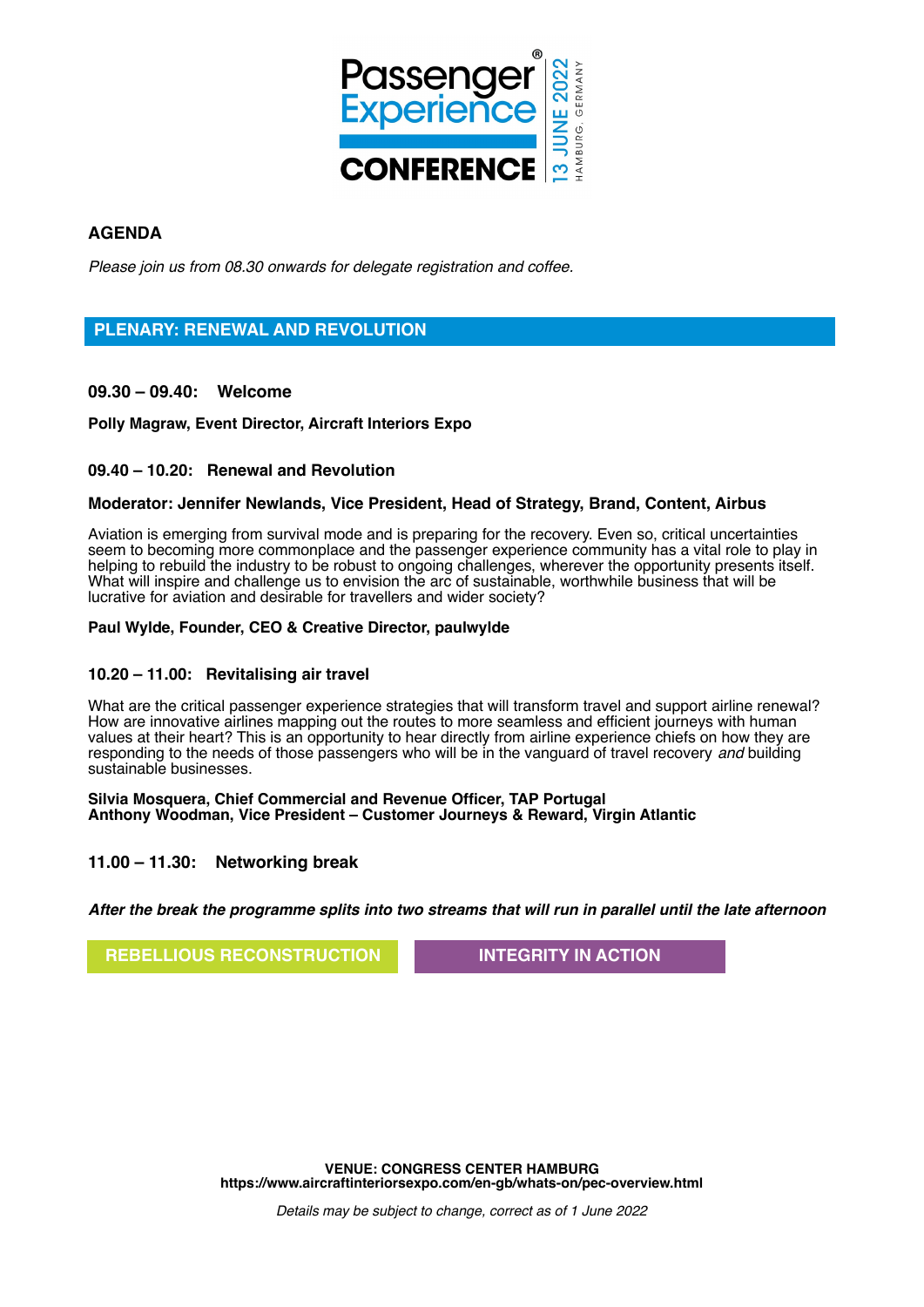# Passenger Experience® CONFERENCE

13 JUNE 2022
HAMBURG, GERMANY

## AGENDA

*Please join us from 08.30 onwards for delegate registration and coffee.*

## PLENARY: RENEWAL AND REVOLUTION

### 09.30 – 09.40: Welcome

**Polly Magraw, Event Director, Aircraft Interiors Expo**

### 09.40 – 10.20: Renewal and Revolution

**Moderator: Jennifer Newlands, Vice President, Head of Strategy, Brand, Content, Airbus**

Aviation is emerging from survival mode and is preparing for the recovery. Even so, critical uncertainties seem to becoming more commonplace and the passenger experience community has a vital role to play in helping to rebuild the industry to be robust to ongoing challenges, wherever the opportunity presents itself. What will inspire and challenge us to envision the arc of sustainable, worthwhile business that will be lucrative for aviation and desirable for travellers and wider society?

**Paul Wylde, Founder, CEO & Creative Director, paulwylde**

### 10.20 – 11.00: Revitalising air travel

What are the critical passenger experience strategies that will transform travel and support airline renewal? How are innovative airlines mapping out the routes to more seamless and efficient journeys with human values at their heart? This is an opportunity to hear directly from airline experience chiefs on how they are responding to the needs of those passengers who will be in the vanguard of travel recovery *and* building sustainable businesses.

**Silvia Mosquera, Chief Commercial and Revenue Officer, TAP Portugal**
**Anthony Woodman, Vice President – Customer Journeys & Reward, Virgin Atlantic**

### 11.00 – 11.30: Networking break

***After the break the programme splits into two streams that will run in parallel until the late afternoon***

**REBELLIOUS RECONSTRUCTION** | **INTEGRITY IN ACTION**

**VENUE: CONGRESS CENTER HAMBURG**
**https://www.aircraftinteriorsexpo.com/en-gb/whats-on/pec-overview.html**

*Details may be subject to change, correct as of 1 June 2022*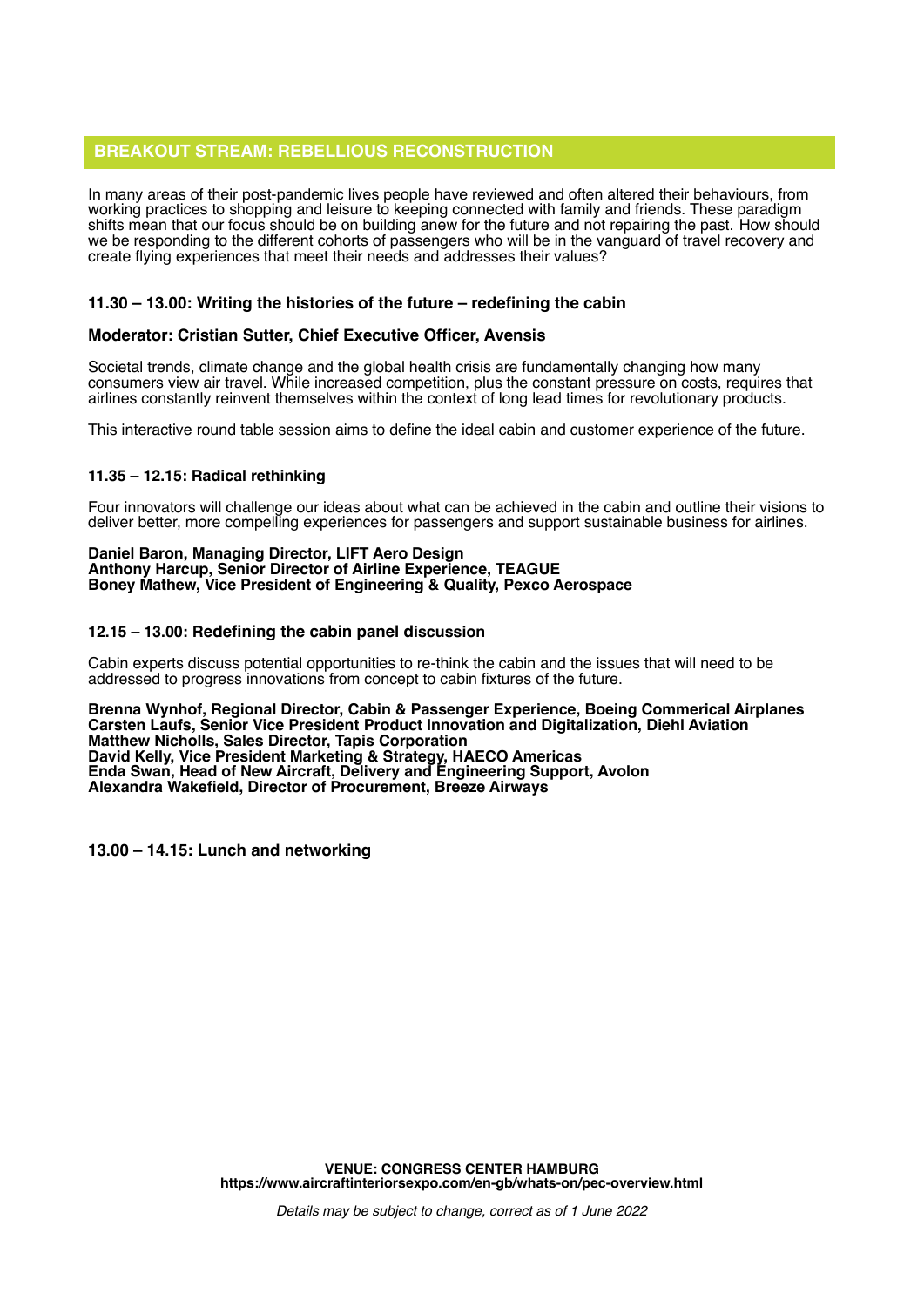## BREAKOUT STREAM: REBELLIOUS RECONSTRUCTION

In many areas of their post-pandemic lives people have reviewed and often altered their behaviours, from working practices to shopping and leisure to keeping connected with family and friends. These paradigm shifts mean that our focus should be on building anew for the future and not repairing the past. How should we be responding to the different cohorts of passengers who will be in the vanguard of travel recovery and create flying experiences that meet their needs and addresses their values?

### 11.30 – 13.00: Writing the histories of the future – redefining the cabin

**Moderator: Cristian Sutter, Chief Executive Officer, Avensis**

Societal trends, climate change and the global health crisis are fundamentally changing how many consumers view air travel. While increased competition, plus the constant pressure on costs, requires that airlines constantly reinvent themselves within the context of long lead times for revolutionary products.

This interactive round table session aims to define the ideal cabin and customer experience of the future.

### 11.35 – 12.15: Radical rethinking

Four innovators will challenge our ideas about what can be achieved in the cabin and outline their visions to deliver better, more compelling experiences for passengers and support sustainable business for airlines.

**Daniel Baron, Managing Director, LIFT Aero Design**
**Anthony Harcup, Senior Director of Airline Experience, TEAGUE**
**Boney Mathew, Vice President of Engineering & Quality, Pexco Aerospace**

### 12.15 – 13.00: Redefining the cabin panel discussion

Cabin experts discuss potential opportunities to re-think the cabin and the issues that will need to be addressed to progress innovations from concept to cabin fixtures of the future.

**Brenna Wynhof, Regional Director, Cabin & Passenger Experience, Boeing Commerical Airplanes**
**Carsten Laufs, Senior Vice President Product Innovation and Digitalization, Diehl Aviation**
**Matthew Nicholls, Sales Director, Tapis Corporation**
**David Kelly, Vice President Marketing & Strategy, HAECO Americas**
**Enda Swan, Head of New Aircraft, Delivery and Engineering Support, Avolon**
**Alexandra Wakefield, Director of Procurement, Breeze Airways**

### 13.00 – 14.15: Lunch and networking

**VENUE: CONGRESS CENTER HAMBURG**
**https://www.aircraftinteriorsexpo.com/en-gb/whats-on/pec-overview.html**

*Details may be subject to change, correct as of 1 June 2022*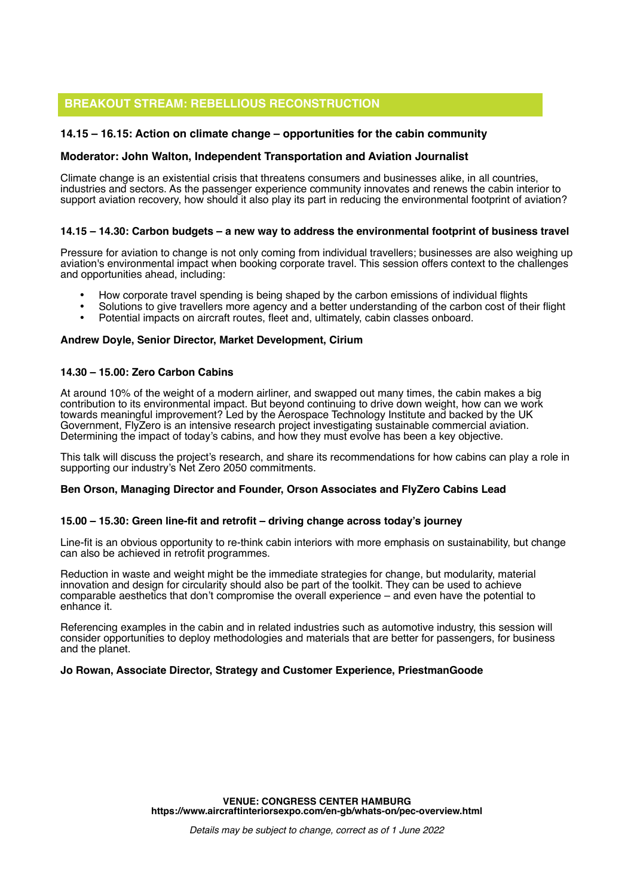## BREAKOUT STREAM: REBELLIOUS RECONSTRUCTION

**14.15 – 16.15: Action on climate change – opportunities for the cabin community**

**Moderator: John Walton, Independent Transportation and Aviation Journalist**

Climate change is an existential crisis that threatens consumers and businesses alike, in all countries, industries and sectors. As the passenger experience community innovates and renews the cabin interior to support aviation recovery, how should it also play its part in reducing the environmental footprint of aviation?

**14.15 – 14.30: Carbon budgets – a new way to address the environmental footprint of business travel**

Pressure for aviation to change is not only coming from individual travellers; businesses are also weighing up aviation's environmental impact when booking corporate travel. This session offers context to the challenges and opportunities ahead, including:

- How corporate travel spending is being shaped by the carbon emissions of individual flights
- Solutions to give travellers more agency and a better understanding of the carbon cost of their flight
- Potential impacts on aircraft routes, fleet and, ultimately, cabin classes onboard.

**Andrew Doyle, Senior Director, Market Development, Cirium**

**14.30 – 15.00: Zero Carbon Cabins**

At around 10% of the weight of a modern airliner, and swapped out many times, the cabin makes a big contribution to its environmental impact. But beyond continuing to drive down weight, how can we work towards meaningful improvement? Led by the Aerospace Technology Institute and backed by the UK Government, FlyZero is an intensive research project investigating sustainable commercial aviation. Determining the impact of today's cabins, and how they must evolve has been a key objective.

This talk will discuss the project's research, and share its recommendations for how cabins can play a role in supporting our industry's Net Zero 2050 commitments.

**Ben Orson, Managing Director and Founder, Orson Associates and FlyZero Cabins Lead**

**15.00 – 15.30: Green line-fit and retrofit – driving change across today's journey**

Line-fit is an obvious opportunity to re-think cabin interiors with more emphasis on sustainability, but change can also be achieved in retrofit programmes.

Reduction in waste and weight might be the immediate strategies for change, but modularity, material innovation and design for circularity should also be part of the toolkit. They can be used to achieve comparable aesthetics that don't compromise the overall experience – and even have the potential to enhance it.

Referencing examples in the cabin and in related industries such as automotive industry, this session will consider opportunities to deploy methodologies and materials that are better for passengers, for business and the planet.

**Jo Rowan, Associate Director, Strategy and Customer Experience, PriestmanGoode**

**VENUE: CONGRESS CENTER HAMBURG**
**https://www.aircraftinteriorsexpo.com/en-gb/whats-on/pec-overview.html**

*Details may be subject to change, correct as of 1 June 2022*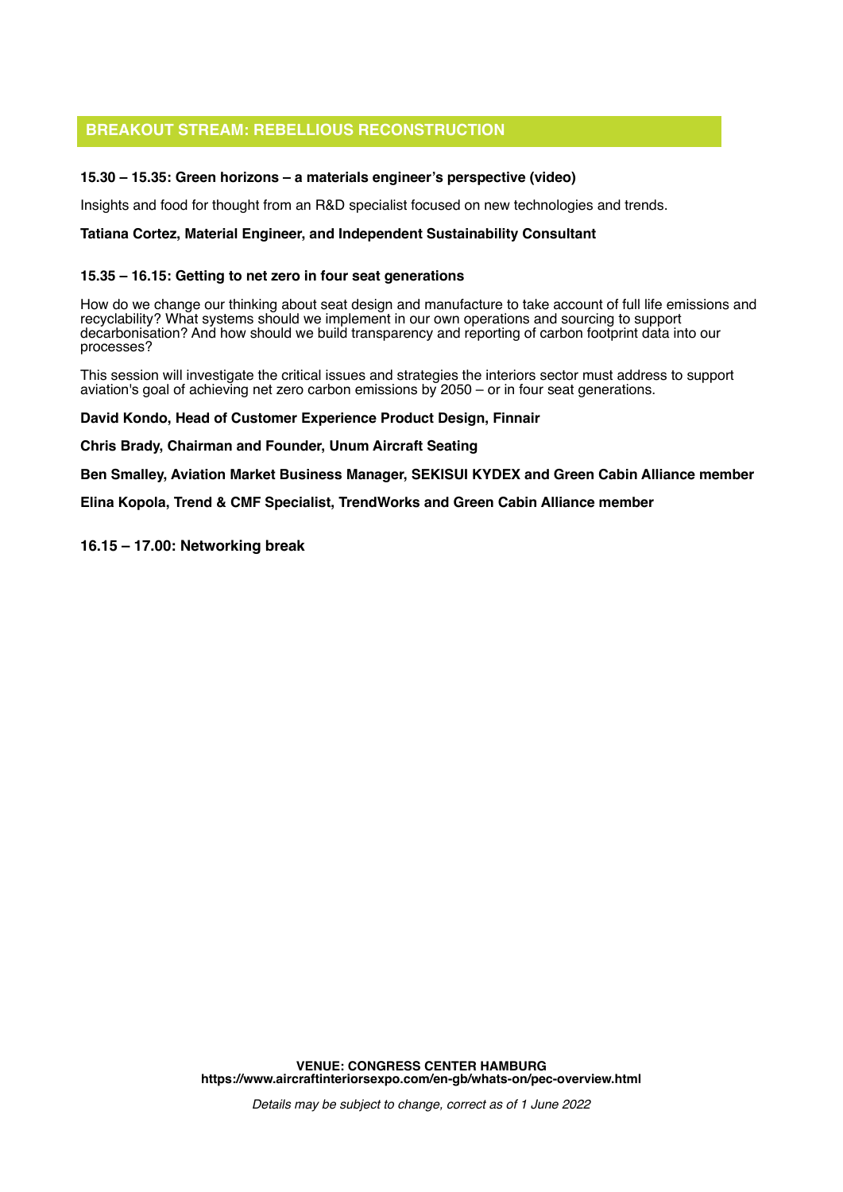## BREAKOUT STREAM: REBELLIOUS RECONSTRUCTION

**15.30 – 15.35: Green horizons – a materials engineer's perspective (video)**

Insights and food for thought from an R&D specialist focused on new technologies and trends.

**Tatiana Cortez, Material Engineer, and Independent Sustainability Consultant**

**15.35 – 16.15: Getting to net zero in four seat generations**

How do we change our thinking about seat design and manufacture to take account of full life emissions and recyclability? What systems should we implement in our own operations and sourcing to support decarbonisation? And how should we build transparency and reporting of carbon footprint data into our processes?

This session will investigate the critical issues and strategies the interiors sector must address to support aviation's goal of achieving net zero carbon emissions by 2050 – or in four seat generations.

**David Kondo, Head of Customer Experience Product Design, Finnair**

**Chris Brady, Chairman and Founder, Unum Aircraft Seating**

**Ben Smalley, Aviation Market Business Manager, SEKISUI KYDEX and Green Cabin Alliance member**

**Elina Kopola, Trend & CMF Specialist, TrendWorks and Green Cabin Alliance member**

**16.15 – 17.00: Networking break**

**VENUE: CONGRESS CENTER HAMBURG**
**https://www.aircraftinteriorsexpo.com/en-gb/whats-on/pec-overview.html**

*Details may be subject to change, correct as of 1 June 2022*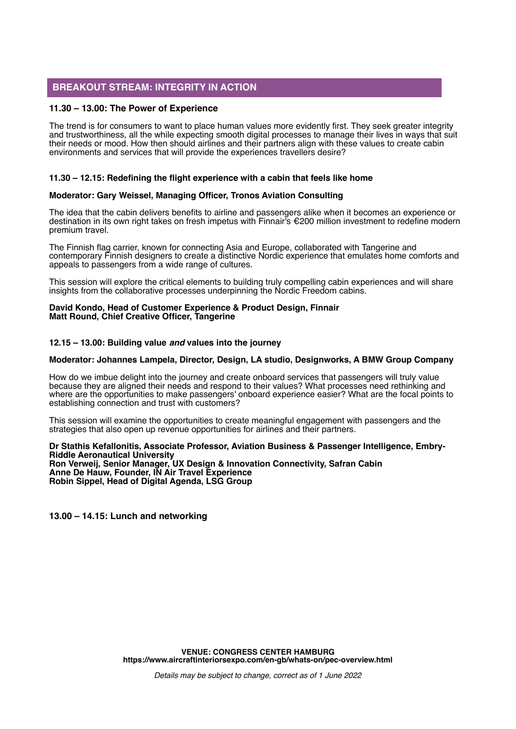## BREAKOUT STREAM: INTEGRITY IN ACTION

### 11.30 – 13.00: The Power of Experience

The trend is for consumers to want to place human values more evidently first. They seek greater integrity and trustworthiness, all the while expecting smooth digital processes to manage their lives in ways that suit their needs or mood. How then should airlines and their partners align with these values to create cabin environments and services that will provide the experiences travellers desire?

### 11.30 – 12.15: Redefining the flight experience with a cabin that feels like home

**Moderator: Gary Weissel, Managing Officer, Tronos Aviation Consulting**

The idea that the cabin delivers benefits to airline and passengers alike when it becomes an experience or destination in its own right takes on fresh impetus with Finnair's €200 million investment to redefine modern premium travel.

The Finnish flag carrier, known for connecting Asia and Europe, collaborated with Tangerine and contemporary Finnish designers to create a distinctive Nordic experience that emulates home comforts and appeals to passengers from a wide range of cultures.

This session will explore the critical elements to building truly compelling cabin experiences and will share insights from the collaborative processes underpinning the Nordic Freedom cabins.

**David Kondo, Head of Customer Experience & Product Design, Finnair**
**Matt Round, Chief Creative Officer, Tangerine**

### 12.15 – 13.00: Building value *and* values into the journey

**Moderator: Johannes Lampela, Director, Design, LA studio, Designworks, A BMW Group Company**

How do we imbue delight into the journey and create onboard services that passengers will truly value because they are aligned their needs and respond to their values? What processes need rethinking and where are the opportunities to make passengers' onboard experience easier? What are the focal points to establishing connection and trust with customers?

This session will examine the opportunities to create meaningful engagement with passengers and the strategies that also open up revenue opportunities for airlines and their partners.

**Dr Stathis Kefallonitis, Associate Professor, Aviation Business & Passenger Intelligence, Embry-Riddle Aeronautical University**
**Ron Verweij, Senior Manager, UX Design & Innovation Connectivity, Safran Cabin**
**Anne De Hauw, Founder, IN Air Travel Experience**
**Robin Sippel, Head of Digital Agenda, LSG Group**

### 13.00 – 14.15: Lunch and networking

**VENUE: CONGRESS CENTER HAMBURG**
**https://www.aircraftinteriorsexpo.com/en-gb/whats-on/pec-overview.html**

*Details may be subject to change, correct as of 1 June 2022*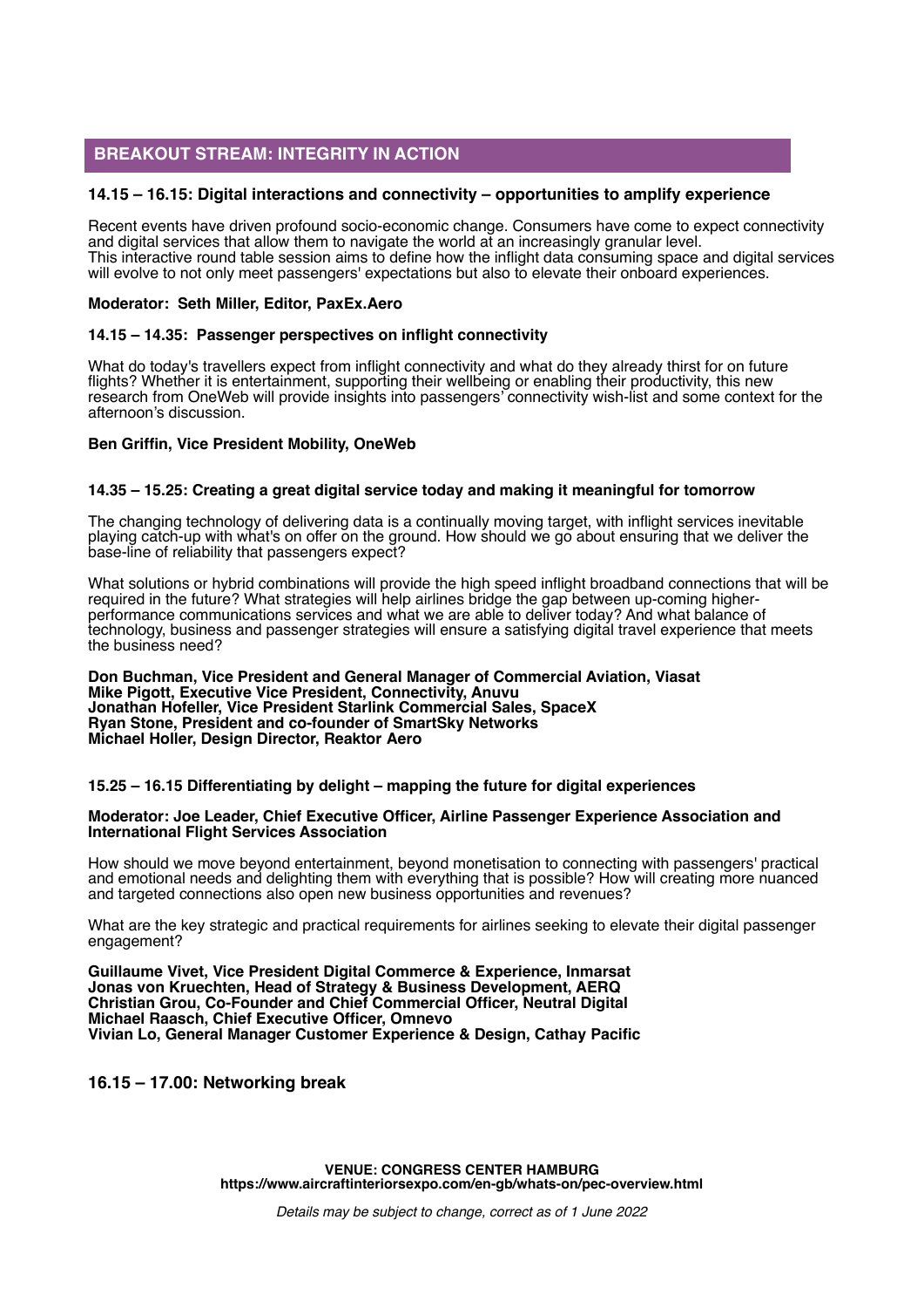## BREAKOUT STREAM: INTEGRITY IN ACTION

### 14.15 – 16.15: Digital interactions and connectivity – opportunities to amplify experience

Recent events have driven profound socio-economic change. Consumers have come to expect connectivity and digital services that allow them to navigate the world at an increasingly granular level.
This interactive round table session aims to define how the inflight data consuming space and digital services will evolve to not only meet passengers' expectations but also to elevate their onboard experiences.

**Moderator: Seth Miller, Editor, PaxEx.Aero**

#### 14.15 – 14.35: Passenger perspectives on inflight connectivity

What do today's travellers expect from inflight connectivity and what do they already thirst for on future flights? Whether it is entertainment, supporting their wellbeing or enabling their productivity, this new research from OneWeb will provide insights into passengers' connectivity wish-list and some context for the afternoon's discussion.

**Ben Griffin, Vice President Mobility, OneWeb**

#### 14.35 – 15.25: Creating a great digital service today and making it meaningful for tomorrow

The changing technology of delivering data is a continually moving target, with inflight services inevitable playing catch-up with what's on offer on the ground. How should we go about ensuring that we deliver the base-line of reliability that passengers expect?

What solutions or hybrid combinations will provide the high speed inflight broadband connections that will be required in the future? What strategies will help airlines bridge the gap between up-coming higher-performance communications services and what we are able to deliver today? And what balance of technology, business and passenger strategies will ensure a satisfying digital travel experience that meets the business need?

**Don Buchman, Vice President and General Manager of Commercial Aviation, Viasat**
**Mike Pigott, Executive Vice President, Connectivity, Anuvu**
**Jonathan Hofeller, Vice President Starlink Commercial Sales, SpaceX**
**Ryan Stone, President and co-founder of SmartSky Networks**
**Michael Holler, Design Director, Reaktor Aero**

#### 15.25 – 16.15 Differentiating by delight – mapping the future for digital experiences

**Moderator: Joe Leader, Chief Executive Officer, Airline Passenger Experience Association and International Flight Services Association**

How should we move beyond entertainment, beyond monetisation to connecting with passengers' practical and emotional needs and delighting them with everything that is possible? How will creating more nuanced and targeted connections also open new business opportunities and revenues?

What are the key strategic and practical requirements for airlines seeking to elevate their digital passenger engagement?

**Guillaume Vivet, Vice President Digital Commerce & Experience, Inmarsat**
**Jonas von Kruechten, Head of Strategy & Business Development, AERQ**
**Christian Grou, Co-Founder and Chief Commercial Officer, Neutral Digital**
**Michael Raasch, Chief Executive Officer, Omnevo**
**Vivian Lo, General Manager Customer Experience & Design, Cathay Pacific**

### 16.15 – 17.00: Networking break

**VENUE: CONGRESS CENTER HAMBURG**
**https://www.aircraftinteriorsexpo.com/en-gb/whats-on/pec-overview.html**

*Details may be subject to change, correct as of 1 June 2022*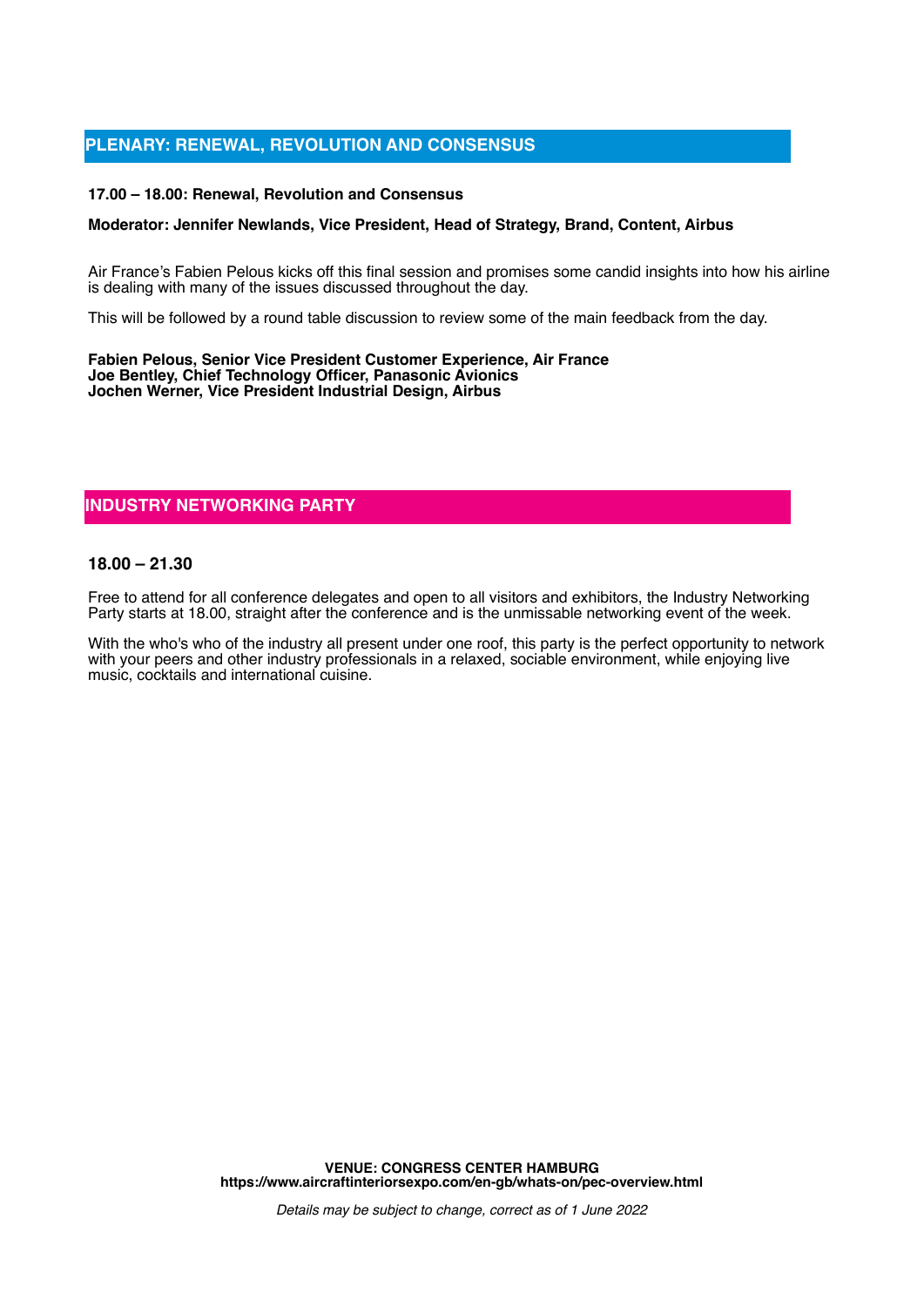## PLENARY: RENEWAL, REVOLUTION AND CONSENSUS

**17.00 – 18.00: Renewal, Revolution and Consensus**

**Moderator: Jennifer Newlands, Vice President, Head of Strategy, Brand, Content, Airbus**

Air France's Fabien Pelous kicks off this final session and promises some candid insights into how his airline is dealing with many of the issues discussed throughout the day.

This will be followed by a round table discussion to review some of the main feedback from the day.

**Fabien Pelous, Senior Vice President Customer Experience, Air France**
**Joe Bentley, Chief Technology Officer, Panasonic Avionics**
**Jochen Werner, Vice President Industrial Design, Airbus**

## INDUSTRY NETWORKING PARTY

**18.00 – 21.30**

Free to attend for all conference delegates and open to all visitors and exhibitors, the Industry Networking Party starts at 18.00, straight after the conference and is the unmissable networking event of the week.

With the who's who of the industry all present under one roof, this party is the perfect opportunity to network with your peers and other industry professionals in a relaxed, sociable environment, while enjoying live music, cocktails and international cuisine.

**VENUE: CONGRESS CENTER HAMBURG**
**https://www.aircraftinteriorsexpo.com/en-gb/whats-on/pec-overview.html**

*Details may be subject to change, correct as of 1 June 2022*